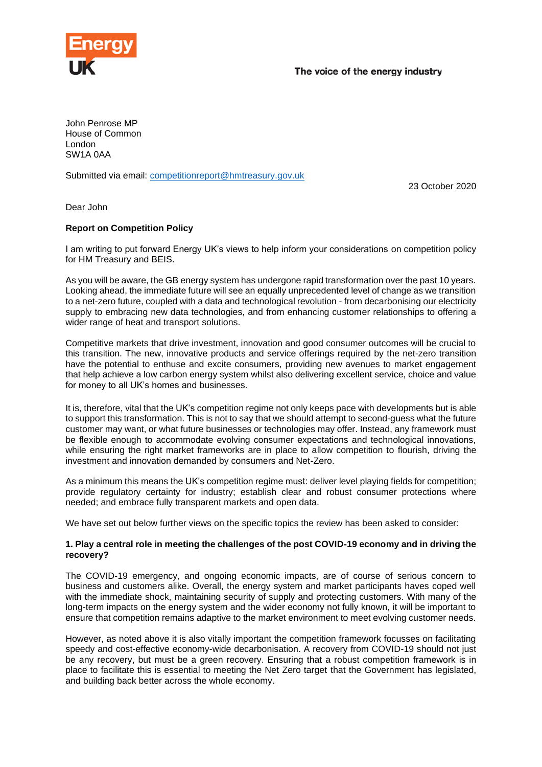Energy UK

The voice of the energy industry

John Penrose MP
House of Common
London
SW1A 0AA

Submitted via email: [competitionreport@hmtreasury.gov.uk](mailto:competitionreport@hmtreasury.gov.uk)

23 October 2020

Dear John

**Report on Competition Policy**

I am writing to put forward Energy UK's views to help inform your considerations on competition policy for HM Treasury and BEIS.

As you will be aware, the GB energy system has undergone rapid transformation over the past 10 years. Looking ahead, the immediate future will see an equally unprecedented level of change as we transition to a net-zero future, coupled with a data and technological revolution - from decarbonising our electricity supply to embracing new data technologies, and from enhancing customer relationships to offering a wider range of heat and transport solutions.

Competitive markets that drive investment, innovation and good consumer outcomes will be crucial to this transition. The new, innovative products and service offerings required by the net-zero transition have the potential to enthuse and excite consumers, providing new avenues to market engagement that help achieve a low carbon energy system whilst also delivering excellent service, choice and value for money to all UK's homes and businesses.

It is, therefore, vital that the UK's competition regime not only keeps pace with developments but is able to support this transformation. This is not to say that we should attempt to second-guess what the future customer may want, or what future businesses or technologies may offer. Instead, any framework must be flexible enough to accommodate evolving consumer expectations and technological innovations, while ensuring the right market frameworks are in place to allow competition to flourish, driving the investment and innovation demanded by consumers and Net-Zero.

As a minimum this means the UK's competition regime must: deliver level playing fields for competition; provide regulatory certainty for industry; establish clear and robust consumer protections where needed; and embrace fully transparent markets and open data.

We have set out below further views on the specific topics the review has been asked to consider:

**1. Play a central role in meeting the challenges of the post COVID-19 economy and in driving the recovery?**

The COVID-19 emergency, and ongoing economic impacts, are of course of serious concern to business and customers alike. Overall, the energy system and market participants haves coped well with the immediate shock, maintaining security of supply and protecting customers. With many of the long-term impacts on the energy system and the wider economy not fully known, it will be important to ensure that competition remains adaptive to the market environment to meet evolving customer needs.

However, as noted above it is also vitally important the competition framework focusses on facilitating speedy and cost-effective economy-wide decarbonisation. A recovery from COVID-19 should not just be any recovery, but must be a green recovery. Ensuring that a robust competition framework is in place to facilitate this is essential to meeting the Net Zero target that the Government has legislated, and building back better across the whole economy.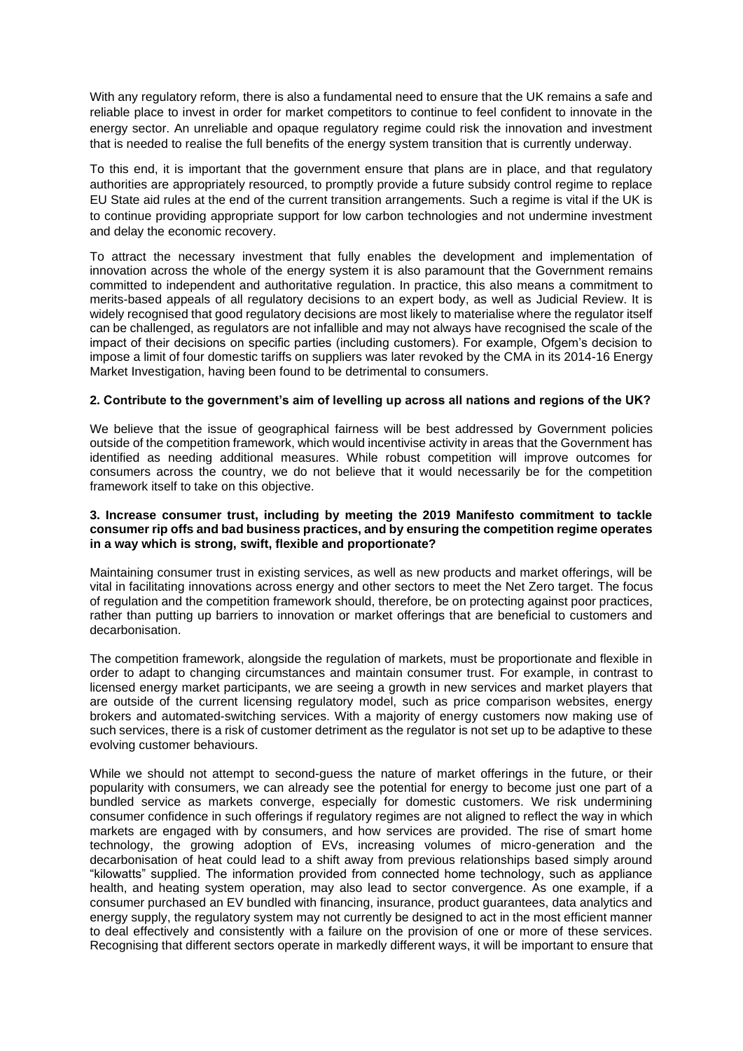With any regulatory reform, there is also a fundamental need to ensure that the UK remains a safe and reliable place to invest in order for market competitors to continue to feel confident to innovate in the energy sector. An unreliable and opaque regulatory regime could risk the innovation and investment that is needed to realise the full benefits of the energy system transition that is currently underway.

To this end, it is important that the government ensure that plans are in place, and that regulatory authorities are appropriately resourced, to promptly provide a future subsidy control regime to replace EU State aid rules at the end of the current transition arrangements. Such a regime is vital if the UK is to continue providing appropriate support for low carbon technologies and not undermine investment and delay the economic recovery.

To attract the necessary investment that fully enables the development and implementation of innovation across the whole of the energy system it is also paramount that the Government remains committed to independent and authoritative regulation. In practice, this also means a commitment to merits-based appeals of all regulatory decisions to an expert body, as well as Judicial Review. It is widely recognised that good regulatory decisions are most likely to materialise where the regulator itself can be challenged, as regulators are not infallible and may not always have recognised the scale of the impact of their decisions on specific parties (including customers). For example, Ofgem's decision to impose a limit of four domestic tariffs on suppliers was later revoked by the CMA in its 2014-16 Energy Market Investigation, having been found to be detrimental to consumers.

**2. Contribute to the government's aim of levelling up across all nations and regions of the UK?**

We believe that the issue of geographical fairness will be best addressed by Government policies outside of the competition framework, which would incentivise activity in areas that the Government has identified as needing additional measures. While robust competition will improve outcomes for consumers across the country, we do not believe that it would necessarily be for the competition framework itself to take on this objective.

**3. Increase consumer trust, including by meeting the 2019 Manifesto commitment to tackle consumer rip offs and bad business practices, and by ensuring the competition regime operates in a way which is strong, swift, flexible and proportionate?**

Maintaining consumer trust in existing services, as well as new products and market offerings, will be vital in facilitating innovations across energy and other sectors to meet the Net Zero target. The focus of regulation and the competition framework should, therefore, be on protecting against poor practices, rather than putting up barriers to innovation or market offerings that are beneficial to customers and decarbonisation.

The competition framework, alongside the regulation of markets, must be proportionate and flexible in order to adapt to changing circumstances and maintain consumer trust. For example, in contrast to licensed energy market participants, we are seeing a growth in new services and market players that are outside of the current licensing regulatory model, such as price comparison websites, energy brokers and automated-switching services. With a majority of energy customers now making use of such services, there is a risk of customer detriment as the regulator is not set up to be adaptive to these evolving customer behaviours.

While we should not attempt to second-guess the nature of market offerings in the future, or their popularity with consumers, we can already see the potential for energy to become just one part of a bundled service as markets converge, especially for domestic customers. We risk undermining consumer confidence in such offerings if regulatory regimes are not aligned to reflect the way in which markets are engaged with by consumers, and how services are provided. The rise of smart home technology, the growing adoption of EVs, increasing volumes of micro-generation and the decarbonisation of heat could lead to a shift away from previous relationships based simply around "kilowatts" supplied. The information provided from connected home technology, such as appliance health, and heating system operation, may also lead to sector convergence. As one example, if a consumer purchased an EV bundled with financing, insurance, product guarantees, data analytics and energy supply, the regulatory system may not currently be designed to act in the most efficient manner to deal effectively and consistently with a failure on the provision of one or more of these services. Recognising that different sectors operate in markedly different ways, it will be important to ensure that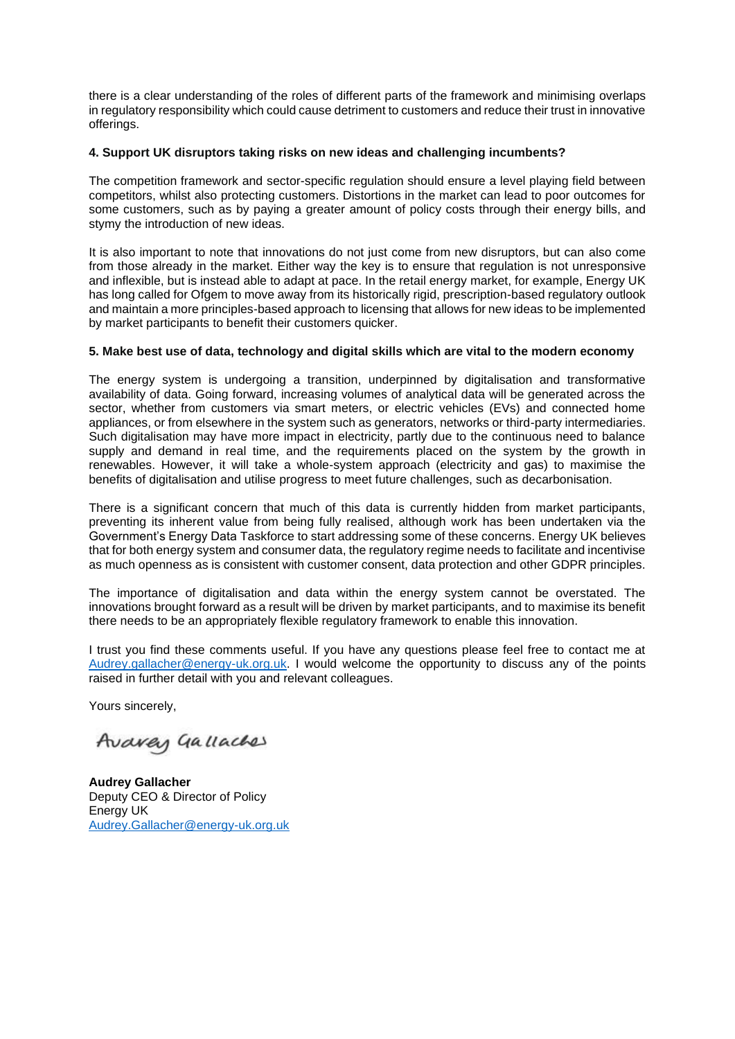there is a clear understanding of the roles of different parts of the framework and minimising overlaps in regulatory responsibility which could cause detriment to customers and reduce their trust in innovative offerings.

**4. Support UK disruptors taking risks on new ideas and challenging incumbents?**

The competition framework and sector-specific regulation should ensure a level playing field between competitors, whilst also protecting customers. Distortions in the market can lead to poor outcomes for some customers, such as by paying a greater amount of policy costs through their energy bills, and stymy the introduction of new ideas.

It is also important to note that innovations do not just come from new disruptors, but can also come from those already in the market. Either way the key is to ensure that regulation is not unresponsive and inflexible, but is instead able to adapt at pace. In the retail energy market, for example, Energy UK has long called for Ofgem to move away from its historically rigid, prescription-based regulatory outlook and maintain a more principles-based approach to licensing that allows for new ideas to be implemented by market participants to benefit their customers quicker.

**5. Make best use of data, technology and digital skills which are vital to the modern economy**

The energy system is undergoing a transition, underpinned by digitalisation and transformative availability of data. Going forward, increasing volumes of analytical data will be generated across the sector, whether from customers via smart meters, or electric vehicles (EVs) and connected home appliances, or from elsewhere in the system such as generators, networks or third-party intermediaries. Such digitalisation may have more impact in electricity, partly due to the continuous need to balance supply and demand in real time, and the requirements placed on the system by the growth in renewables. However, it will take a whole-system approach (electricity and gas) to maximise the benefits of digitalisation and utilise progress to meet future challenges, such as decarbonisation.

There is a significant concern that much of this data is currently hidden from market participants, preventing its inherent value from being fully realised, although work has been undertaken via the Government's Energy Data Taskforce to start addressing some of these concerns. Energy UK believes that for both energy system and consumer data, the regulatory regime needs to facilitate and incentivise as much openness as is consistent with customer consent, data protection and other GDPR principles.

The importance of digitalisation and data within the energy system cannot be overstated. The innovations brought forward as a result will be driven by market participants, and to maximise its benefit there needs to be an appropriately flexible regulatory framework to enable this innovation.

I trust you find these comments useful. If you have any questions please feel free to contact me at Audrey.gallacher@energy-uk.org.uk. I would welcome the opportunity to discuss any of the points raised in further detail with you and relevant colleagues.

Yours sincerely,

Audrey Gallacher

**Audrey Gallacher**
Deputy CEO & Director of Policy
Energy UK
Audrey.Gallacher@energy-uk.org.uk